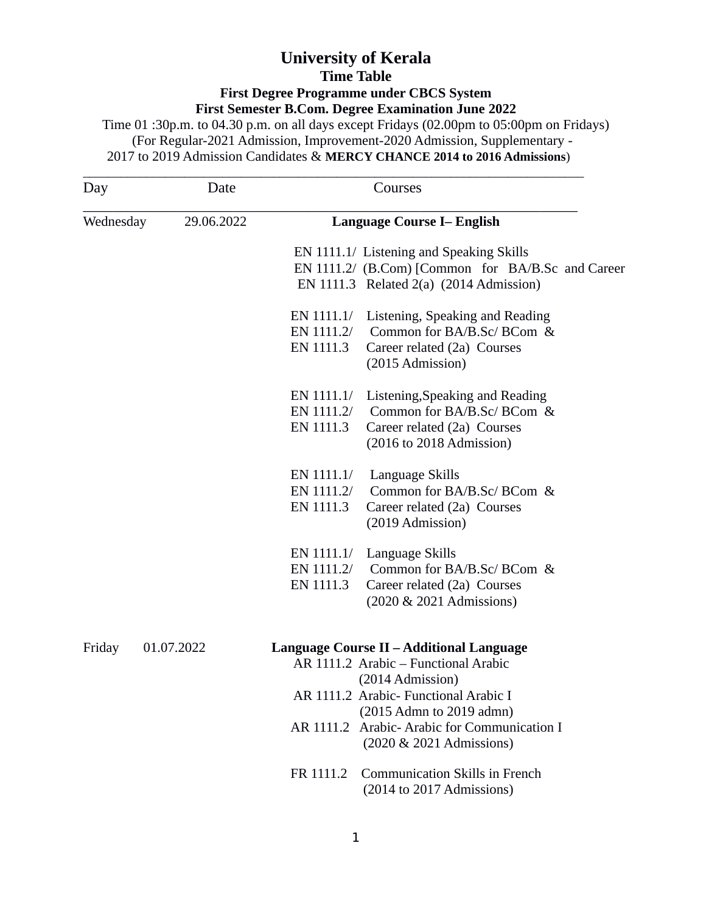# University of Kerala

## Time Table

### First Degree Programme under CBCS System

### First Semester B.Com. Degree Examination June 2022

Time 01 :30p.m. to 04.30 p.m. on all days except Fridays (02.00pm to 05:00pm on Fridays)
(For Regular-2021 Admission, Improvement-2020 Admission, Supplementary - 2017 to 2019 Admission Candidates & **MERCY CHANCE 2014 to 2016 Admissions**)

| Day | Date | Courses |
|---|---|---|
| Wednesday | 29.06.2022 | **Language Course I– English** |
| | | EN 1111.1/ Listening and Speaking Skills<br>EN 1111.2/ (B.Com) [Common for BA/B.Sc and Career<br>EN 1111.3 Related 2(a) (2014 Admission) |
| | | EN 1111.1/ Listening, Speaking and Reading<br>EN 1111.2/ Common for BA/B.Sc/ BCom &<br>EN 1111.3 Career related (2a) Courses<br>(2015 Admission) |
| | | EN 1111.1/ Listening,Speaking and Reading<br>EN 1111.2/ Common for BA/B.Sc/ BCom &<br>EN 1111.3 Career related (2a) Courses<br>(2016 to 2018 Admission) |
| | | EN 1111.1/ Language Skills<br>EN 1111.2/ Common for BA/B.Sc/ BCom &<br>EN 1111.3 Career related (2a) Courses<br>(2019 Admission) |
| | | EN 1111.1/ Language Skills<br>EN 1111.2/ Common for BA/B.Sc/ BCom &<br>EN 1111.3 Career related (2a) Courses<br>(2020 & 2021 Admissions) |
| Friday | 01.07.2022 | **Language Course II – Additional Language** |
| | | AR 1111.2 Arabic – Functional Arabic<br>(2014 Admission) |
| | | AR 1111.2 Arabic- Functional Arabic I<br>(2015 Admn to 2019 admn) |
| | | AR 1111.2 Arabic- Arabic for Communication I<br>(2020 & 2021 Admissions) |
| | | FR 1111.2 Communication Skills in French<br>(2014 to 2017 Admissions) |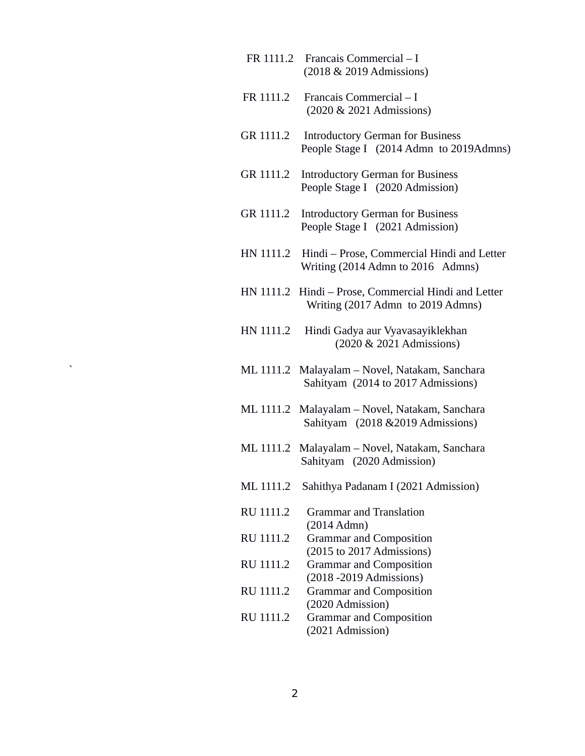FR 1111.2 Francais Commercial – I
(2018 & 2019 Admissions)

FR 1111.2 Francais Commercial – I
(2020 & 2021 Admissions)

GR 1111.2 Introductory German for Business
People Stage I (2014 Admn to 2019Admns)

GR 1111.2 Introductory German for Business
People Stage I (2020 Admission)

GR 1111.2 Introductory German for Business
People Stage I (2021 Admission)

HN 1111.2 Hindi – Prose, Commercial Hindi and Letter
Writing (2014 Admn to 2016 Admns)

HN 1111.2 Hindi – Prose, Commercial Hindi and Letter
Writing (2017 Admn to 2019 Admns)

HN 1111.2 Hindi Gadya aur Vyavasayiklekhan
(2020 & 2021 Admissions)

ML 1111.2 Malayalam – Novel, Natakam, Sanchara
Sahityam (2014 to 2017 Admissions)

ML 1111.2 Malayalam – Novel, Natakam, Sanchara
Sahityam (2018 &2019 Admissions)

ML 1111.2 Malayalam – Novel, Natakam, Sanchara
Sahityam (2020 Admission)

ML 1111.2 Sahithya Padanam I (2021 Admission)

RU 1111.2 Grammar and Translation
(2014 Admn)

RU 1111.2 Grammar and Composition
(2015 to 2017 Admissions)

RU 1111.2 Grammar and Composition
(2018 -2019 Admissions)

RU 1111.2 Grammar and Composition
(2020 Admission)

RU 1111.2 Grammar and Composition
(2021 Admission)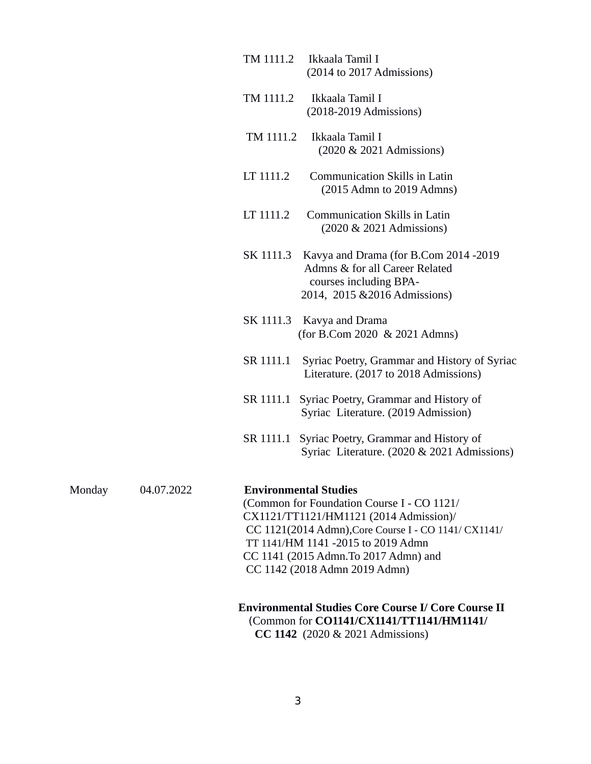| Day | Date | Course |
|---|---|---|
| | | TM 1111.2 Ikkaala Tamil I (2014 to 2017 Admissions) |
| | | TM 1111.2 Ikkaala Tamil I (2018-2019 Admissions) |
| | | TM 1111.2 Ikkaala Tamil I (2020 & 2021 Admissions) |
| | | LT 1111.2 Communication Skills in Latin (2015 Admn to 2019 Admns) |
| | | LT 1111.2 Communication Skills in Latin (2020 & 2021 Admissions) |
| | | SK 1111.3 Kavya and Drama (for B.Com 2014 -2019 Admns & for all Career Related courses including BPA- 2014, 2015 &2016 Admissions) |
| | | SK 1111.3 Kavya and Drama (for B.Com 2020 & 2021 Admns) |
| | | SR 1111.1 Syriac Poetry, Grammar and History of Syriac Literature. (2017 to 2018 Admissions) |
| | | SR 1111.1 Syriac Poetry, Grammar and History of Syriac Literature. (2019 Admission) |
| | | SR 1111.1 Syriac Poetry, Grammar and History of Syriac Literature. (2020 & 2021 Admissions) |
| Monday | 04.07.2022 | **Environmental Studies** (Common for Foundation Course I - CO 1121/ CX1121/TT1121/HM1121 (2014 Admission)/ CC 1121(2014 Admn),Core Course I - CO 1141/ CX1141/ TT 1141/HM 1141 -2015 to 2019 Admn CC 1141 (2015 Admn.To 2017 Admn) and CC 1142 (2018 Admn 2019 Admn) |
| | | **Environmental Studies Core Course I/ Core Course II** (Common for **CO1141/CX1141/TT1141/HM1141/ CC 1142** (2020 & 2021 Admissions) |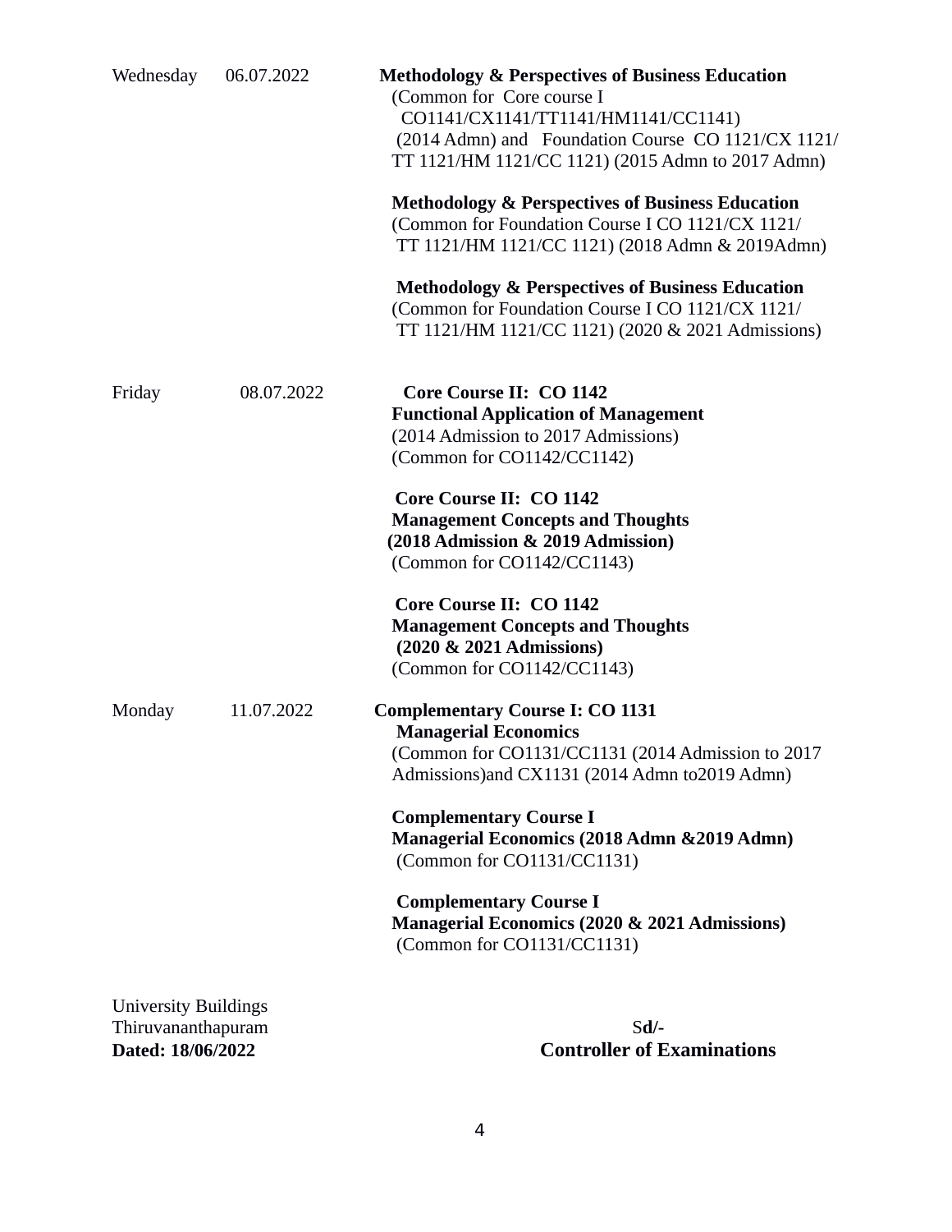| | | |
|---|---|---|
| Wednesday | 06.07.2022 | **Methodology & Perspectives of Business Education** (Common for Core course I CO1141/CX1141/TT1141/HM1141/CC1141) (2014 Admn) and Foundation Course CO 1121/CX 1121/ TT 1121/HM 1121/CC 1121) (2015 Admn to 2017 Admn) |
| | | **Methodology & Perspectives of Business Education** (Common for Foundation Course I CO 1121/CX 1121/ TT 1121/HM 1121/CC 1121) (2018 Admn & 2019Admn) |
| | | **Methodology & Perspectives of Business Education** (Common for Foundation Course I CO 1121/CX 1121/ TT 1121/HM 1121/CC 1121) (2020 & 2021 Admissions) |
| Friday | 08.07.2022 | **Core Course II: CO 1142** **Functional Application of Management** (2014 Admission to 2017 Admissions) (Common for CO1142/CC1142) |
| | | **Core Course II: CO 1142** **Management Concepts and Thoughts** **(2018 Admission & 2019 Admission)** (Common for CO1142/CC1143) |
| | | **Core Course II: CO 1142** **Management Concepts and Thoughts** **(2020 & 2021 Admissions)** (Common for CO1142/CC1143) |
| Monday | 11.07.2022 | **Complementary Course I: CO 1131** **Managerial Economics** (Common for CO1131/CC1131 (2014 Admission to 2017 Admissions)and CX1131 (2014 Admn to2019 Admn) |
| | | **Complementary Course I** **Managerial Economics (2018 Admn &2019 Admn)** (Common for CO1131/CC1131) |
| | | **Complementary Course I** **Managerial Economics (2020 & 2021 Admissions)** (Common for CO1131/CC1131) |

University Buildings
Thiruvananthapuram
**Dated: 18/06/2022**

S**d/-**
**Controller of Examinations**